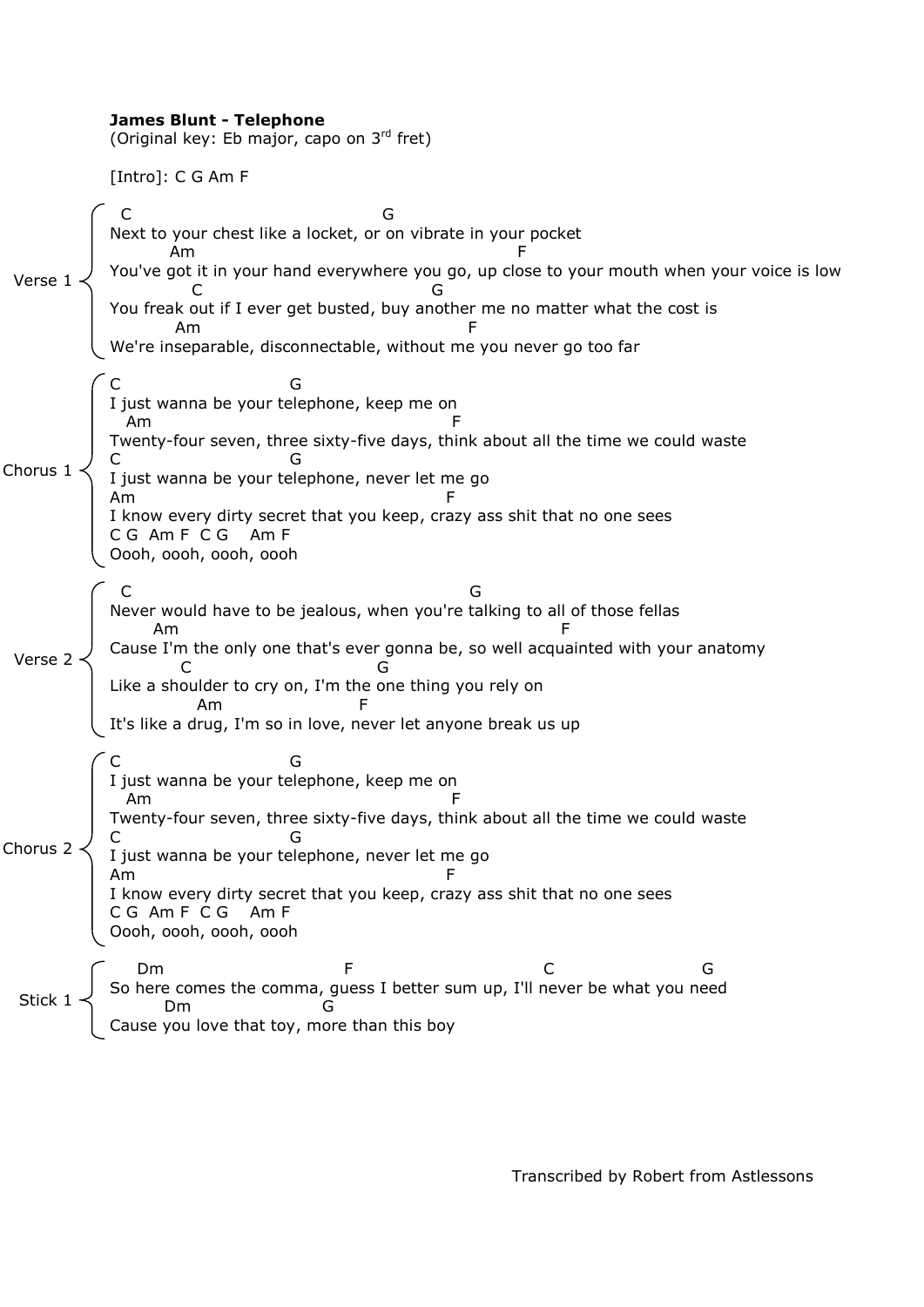**James Blunt - Telephone**
(Original key: Eb major, capo on 3rd fret)

[Intro]: C G Am F

Verse 1

```
  C                                    G
Next to your chest like a locket, or on vibrate in your pocket
         Am                                              F
You've got it in your hand everywhere you go, up close to your mouth when your voice is low
          C                              G
You freak out if I ever get busted, buy another me no matter what the cost is
          Am                                     F
We're inseparable, disconnectable, without me you never go too far
```

Chorus 1

```
C                         G
I just wanna be your telephone, keep me on
  Am                                         F
Twenty-four seven, three sixty-five days, think about all the time we could waste
C                         G
I just wanna be your telephone, never let me go
Am                                         F
I know every dirty secret that you keep, crazy ass shit that no one sees
C G  Am F  C G    Am F
Oooh, oooh, oooh, oooh
```

Verse 2

```
  C                                                  G
Never would have to be jealous, when you're talking to all of those fellas
       Am                                                    F
Cause I'm the only one that's ever gonna be, so well acquainted with your anatomy
          C                    G
Like a shoulder to cry on, I'm the one thing you rely on
              Am              F
It's like a drug, I'm so in love, never let anyone break us up
```

Chorus 2

```
C                         G
I just wanna be your telephone, keep me on
   Am                                         F
Twenty-four seven, three sixty-five days, think about all the time we could waste
C                         G
I just wanna be your telephone, never let me go
Am                                         F
I know every dirty secret that you keep, crazy ass shit that no one sees
C G  Am F  C G    Am F
Oooh, oooh, oooh, oooh
```

Stick 1

```
    Dm                              F                         C                      G
So here comes the comma, guess I better sum up, I'll never be what you need
        Dm                G
Cause you love that toy, more than this boy
```

Transcribed by Robert from Astlessons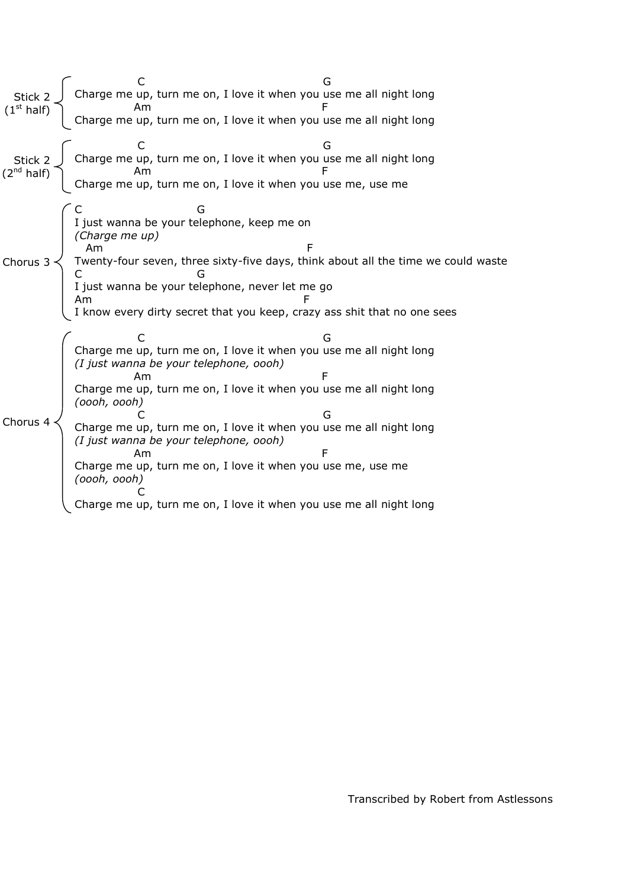Stick 2 (1[st] half)

```
            C                                      G
Charge me up, turn me on, I love it when you use me all night long
           Am                                      F
Charge me up, turn me on, I love it when you use me all night long
```

Stick 2 (2[nd] half)

```
            C                                      G
Charge me up, turn me on, I love it when you use me all night long
           Am                                      F
Charge me up, turn me on, I love it when you use me, use me
```

Chorus 3

```
C                        G
I just wanna be your telephone, keep me on
(Charge me up)
   Am                                             F
Twenty-four seven, three sixty-five days, think about all the time we could waste
C                        G
I just wanna be your telephone, never let me go
Am                                                F
I know every dirty secret that you keep, crazy ass shit that no one sees
```

Chorus 4

```
            C                                      G
Charge me up, turn me on, I love it when you use me all night long
(I just wanna be your telephone, oooh)
           Am                                      F
Charge me up, turn me on, I love it when you use me all night long
(oooh, oooh)
            C                                      G
Charge me up, turn me on, I love it when you use me all night long
(I just wanna be your telephone, oooh)
           Am                                      F
Charge me up, turn me on, I love it when you use me, use me
(oooh, oooh)
            C
Charge me up, turn me on, I love it when you use me all night long
```

Transcribed by Robert from Astlessons